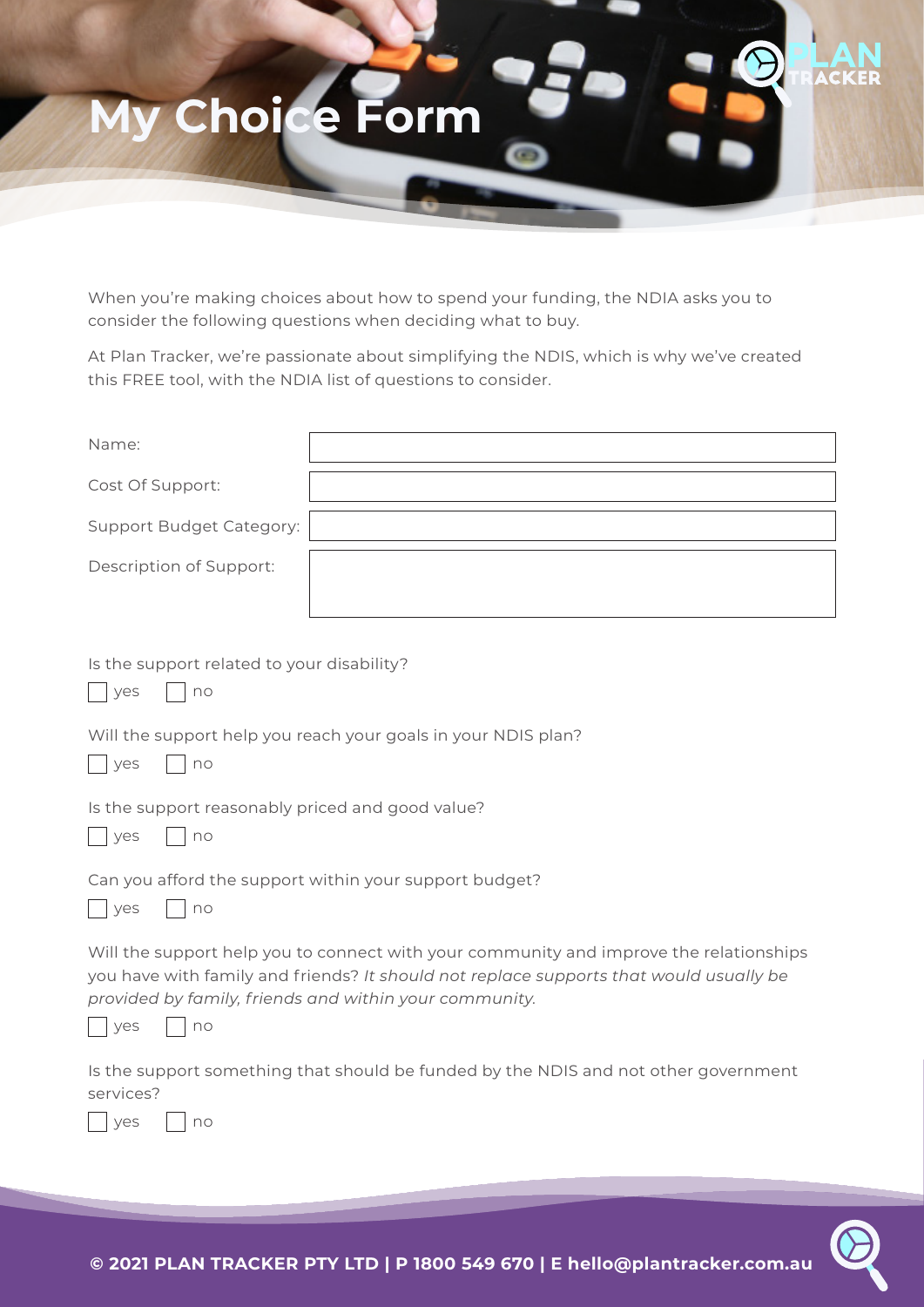# My Choice Form

When you're making choices about how to spend your funding, the NDIA asks you to consider the following questions when deciding what to buy.

At Plan Tracker, we're passionate about simplifying the NDIS, which is why we've created this FREE tool, with the NDIA list of questions to consider.

| | |
|---|---|
| Name: | |
| Cost Of Support: | |
| Support Budget Category: | |
| Description of Support: | |

Is the support related to your disability?

☐ yes ☐ no

Will the support help you reach your goals in your NDIS plan?

☐ yes ☐ no

Is the support reasonably priced and good value?

☐ yes ☐ no

Can you afford the support within your support budget?

☐ yes ☐ no

Will the support help you to connect with your community and improve the relationships you have with family and friends? *It should not replace supports that would usually be provided by family, friends and within your community.*

☐ yes ☐ no

Is the support something that should be funded by the NDIS and not other government services?

☐ yes ☐ no

**© 2021 PLAN TRACKER PTY LTD | P 1800 549 670 | E hello@plantracker.com.au**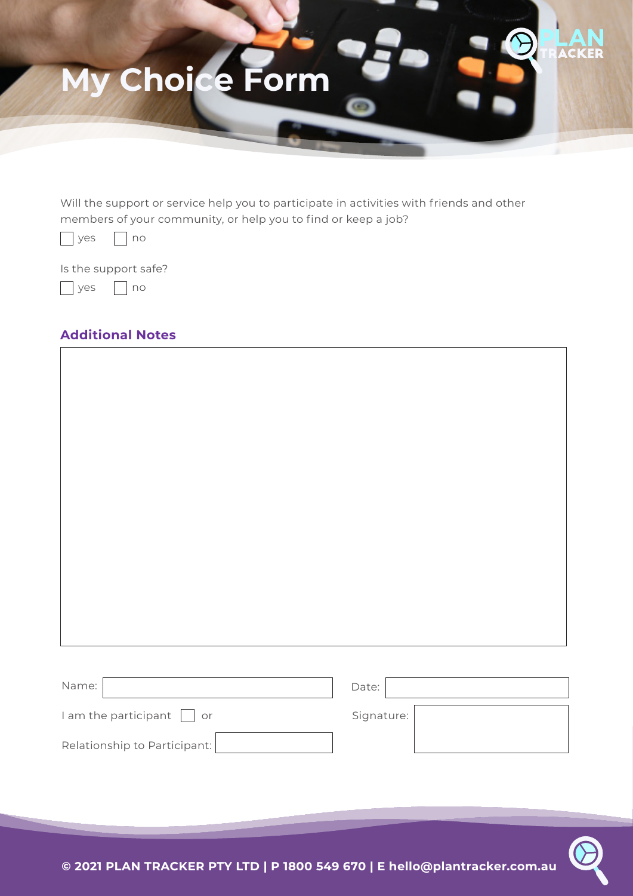# My Choice Form

Will the support or service help you to participate in activities with friends and other members of your community, or help you to find or keep a job?

☐ yes ☐ no

Is the support safe?

☐ yes ☐ no

### Additional Notes

Name:

Date:

I am the participant ☐ or

Signature:

Relationship to Participant:

**© 2021 PLAN TRACKER PTY LTD | P 1800 549 670 | E hello@plantracker.com.au**